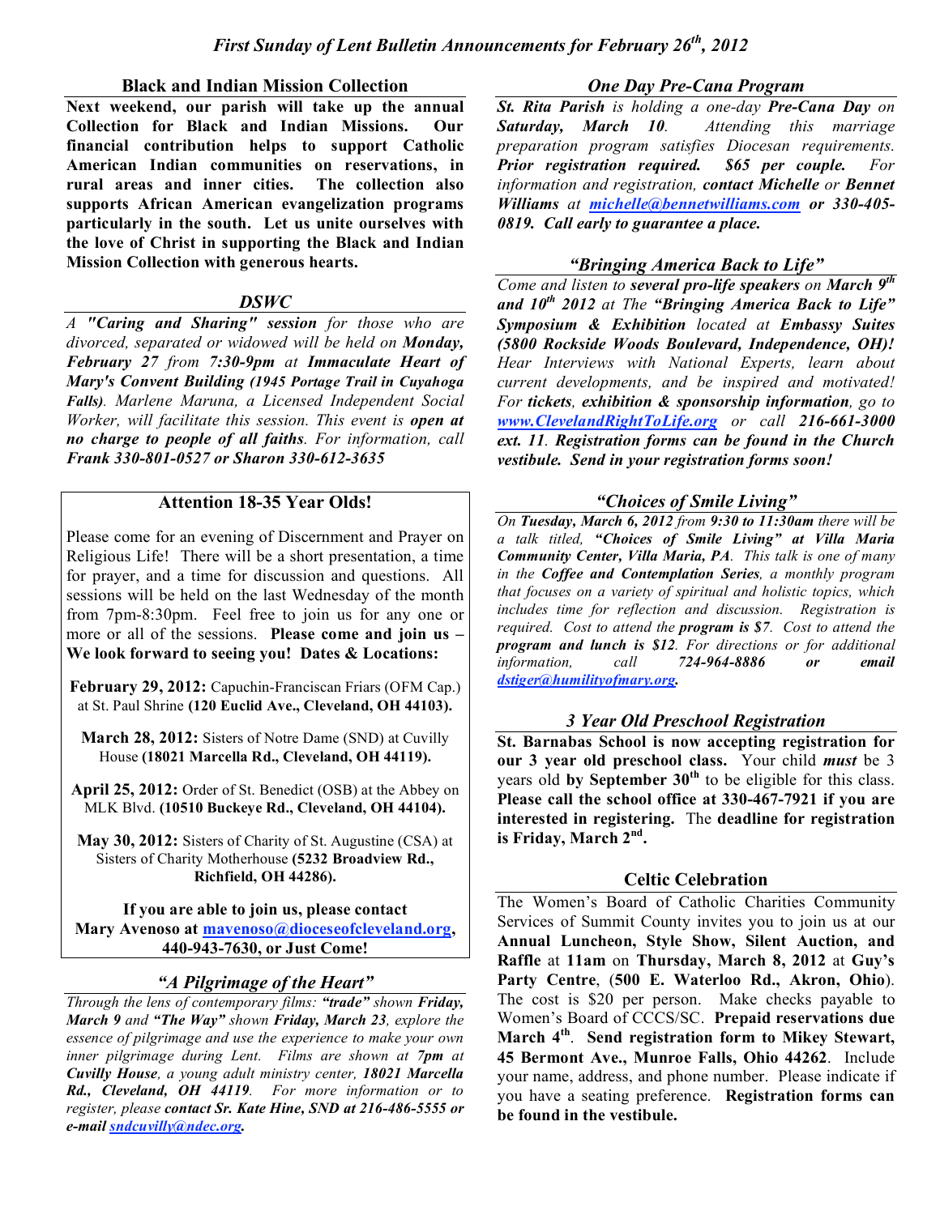# *First Sunday of Lent Bulletin Announcements for February 26th, 2012*

## Black and Indian Mission Collection

**Next weekend, our parish will take up the annual Collection for Black and Indian Missions. Our financial contribution helps to support Catholic American Indian communities on reservations, in rural areas and inner cities. The collection also supports African American evangelization programs particularly in the south. Let us unite ourselves with the love of Christ in supporting the Black and Indian Mission Collection with generous hearts.**

## *DSWC*

*A* ***"Caring and Sharing" session*** *for those who are divorced, separated or widowed will be held on* ***Monday, February 27*** *from* ***7:30-9pm*** *at* ***Immaculate Heart of Mary's Convent Building (1945 Portage Trail in Cuyahoga Falls)****. Marlene Maruna, a Licensed Independent Social Worker, will facilitate this session. This event is* ***open at no charge to people of all faiths****. For information, call* ***Frank 330-801-0527 or Sharon 330-612-3635***

## Attention 18-35 Year Olds!

Please come for an evening of Discernment and Prayer on Religious Life! There will be a short presentation, a time for prayer, and a time for discussion and questions. All sessions will be held on the last Wednesday of the month from 7pm-8:30pm. Feel free to join us for any one or more or all of the sessions. **Please come and join us – We look forward to seeing you! Dates & Locations:**

**February 29, 2012:** Capuchin-Franciscan Friars (OFM Cap.) at St. Paul Shrine **(120 Euclid Ave., Cleveland, OH 44103).**

**March 28, 2012:** Sisters of Notre Dame (SND) at Cuvilly House **(18021 Marcella Rd., Cleveland, OH 44119).**

**April 25, 2012:** Order of St. Benedict (OSB) at the Abbey on MLK Blvd. **(10510 Buckeye Rd., Cleveland, OH 44104).**

**May 30, 2012:** Sisters of Charity of St. Augustine (CSA) at Sisters of Charity Motherhouse **(5232 Broadview Rd., Richfield, OH 44286).**

**If you are able to join us, please contact Mary Avenoso at mavenoso@dioceseofcleveland.org, 440-943-7630, or Just Come!**

## *"A Pilgrimage of the Heart"*

*Through the lens of contemporary films:* ***"trade"*** *shown* ***Friday, March 9*** *and* ***"The Way"*** *shown* ***Friday, March 23****, explore the essence of pilgrimage and use the experience to make your own inner pilgrimage during Lent. Films are shown at* ***7pm*** *at* ***Cuvilly House****, a young adult ministry center,* ***18021 Marcella Rd., Cleveland, OH 44119****. For more information or to register, please* ***contact Sr. Kate Hine, SND at 216-486-5555 or e-mail sndcuvilly@ndec.org.***

## *One Day Pre-Cana Program*

***St. Rita Parish*** *is holding a one-day* ***Pre-Cana Day*** *on* ***Saturday, March 10****. Attending this marriage preparation program satisfies Diocesan requirements.* ***Prior registration required. $65 per couple.*** *For information and registration,* ***contact Michelle*** *or* ***Bennet Williams*** *at* ***michelle@bennetwilliams.com or 330-405-0819. Call early to guarantee a place.***

## *"Bringing America Back to Life"*

*Come and listen to* ***several pro-life speakers*** *on* ***March 9th and 10th 2012*** *at The* ***"Bringing America Back to Life" Symposium & Exhibition*** *located at* ***Embassy Suites (5800 Rockside Woods Boulevard, Independence, OH)!*** *Hear Interviews with National Experts, learn about current developments, and be inspired and motivated! For* ***tickets****,* ***exhibition & sponsorship information****, go to* ***www.ClevelandRightToLife.org*** *or call* ***216-661-3000 ext. 11****.* ***Registration forms can be found in the Church vestibule. Send in your registration forms soon!***

## *"Choices of Smile Living"*

*On* ***Tuesday, March 6, 2012*** *from* ***9:30 to 11:30am*** *there will be a talk titled,* ***"Choices of Smile Living" at Villa Maria Community Center, Villa Maria, PA****. This talk is one of many in the* ***Coffee and Contemplation Series****, a monthly program that focuses on a variety of spiritual and holistic topics, which includes time for reflection and discussion. Registration is required. Cost to attend the* ***program is $7****. Cost to attend the* ***program and lunch is $12****. For directions or for additional information, call* ***724-964-8886*** *or email* ***dstiger@humilityofmary.org.***

## *3 Year Old Preschool Registration*

**St. Barnabas School is now accepting registration for our 3 year old preschool class.** Your child ***must*** be 3 years old **by September 30th** to be eligible for this class. **Please call the school office at 330-467-7921 if you are interested in registering.** The **deadline for registration is Friday, March 2nd.**

## Celtic Celebration

The Women's Board of Catholic Charities Community Services of Summit County invites you to join us at our **Annual Luncheon, Style Show, Silent Auction, and Raffle** at **11am** on **Thursday, March 8, 2012** at **Guy's Party Centre**, (**500 E. Waterloo Rd., Akron, Ohio**). The cost is $20 per person. Make checks payable to Women's Board of CCCS/SC. **Prepaid reservations due March 4th**. **Send registration form to Mikey Stewart, 45 Bermont Ave., Munroe Falls, Ohio 44262**. Include your name, address, and phone number. Please indicate if you have a seating preference. **Registration forms can be found in the vestibule.**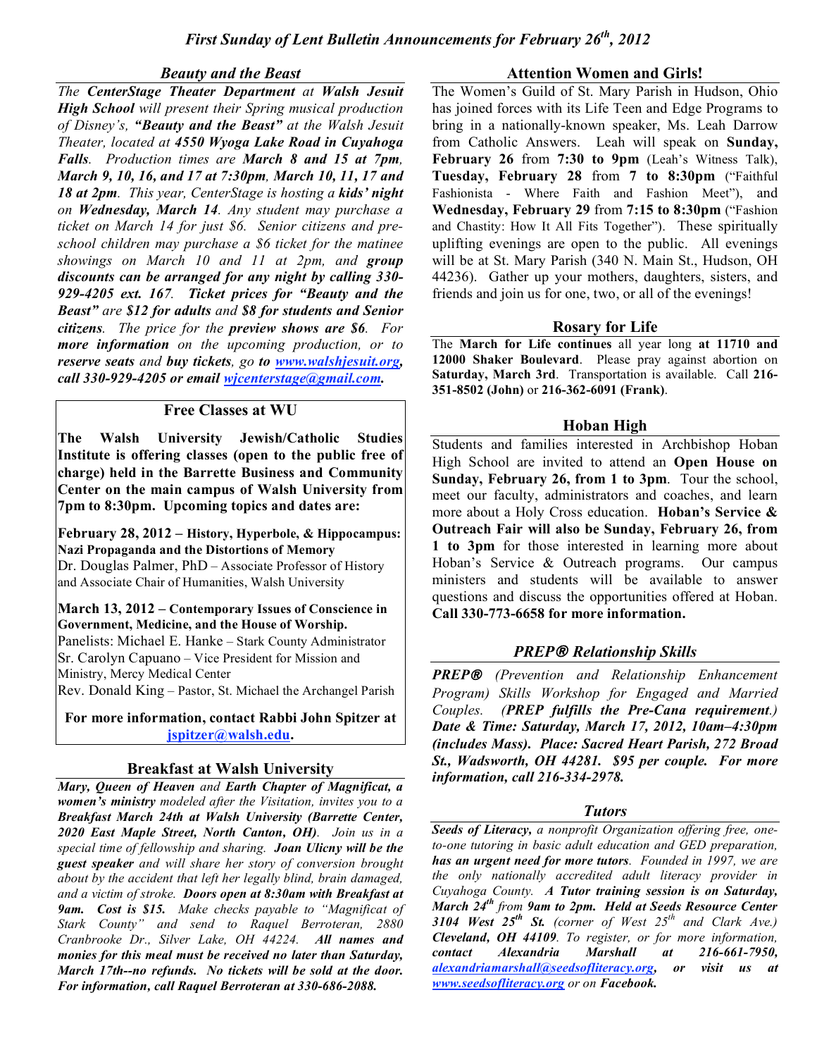# *First Sunday of Lent Bulletin Announcements for February 26th, 2012*

## *Beauty and the Beast*

*The **CenterStage Theater Department** at **Walsh Jesuit High School** will present their Spring musical production of Disney's, **"Beauty and the Beast"** at the Walsh Jesuit Theater, located at **4550 Wyoga Lake Road in Cuyahoga Falls**. Production times are **March 8 and 15 at 7pm, March 9, 10, 16, and 17 at 7:30pm, March 10, 11, 17 and 18 at 2pm**. This year, CenterStage is hosting a **kids' night** on **Wednesday, March 14**. Any student may purchase a ticket on March 14 for just $6. Senior citizens and pre-school children may purchase a $6 ticket for the matinee showings on March 10 and 11 at 2pm, and **group discounts can be arranged for any night by calling 330-929-4205 ext. 167**. **Ticket prices for "Beauty and the Beast"** are **$12 for adults** and **$8 for students and Senior citizens**. The price for the **preview shows are $6**. For **more information** on the upcoming production, or to **reserve seats** and **buy tickets**, go **to www.walshjesuit.org, call 330-929-4205 or email wjcenterstage@gmail.com.***

## Free Classes at WU

**The Walsh University Jewish/Catholic Studies Institute is offering classes (open to the public free of charge) held in the Barrette Business and Community Center on the main campus of Walsh University from 7pm to 8:30pm. Upcoming topics and dates are:**

**February 28, 2012 – History, Hyperbole, & Hippocampus: Nazi Propaganda and the Distortions of Memory**
Dr. Douglas Palmer, PhD – Associate Professor of History and Associate Chair of Humanities, Walsh University

**March 13, 2012 – Contemporary Issues of Conscience in Government, Medicine, and the House of Worship.**
Panelists: Michael E. Hanke – Stark County Administrator
Sr. Carolyn Capuano – Vice President for Mission and Ministry, Mercy Medical Center
Rev. Donald King – Pastor, St. Michael the Archangel Parish

**For more information, contact Rabbi John Spitzer at jspitzer@walsh.edu.**

## Breakfast at Walsh University

***Mary, Queen of Heaven** and **Earth Chapter of Magnificat, a women's ministry** modeled after the Visitation, invites you to a **Breakfast March 24th at Walsh University (Barrette Center, 2020 East Maple Street, North Canton, OH)**. Join us in a special time of fellowship and sharing. **Joan Ulicny will be the guest speaker** and will share her story of conversion brought about by the accident that left her legally blind, brain damaged, and a victim of stroke. **Doors open at 8:30am with Breakfast at 9am. Cost is $15.** Make checks payable to "Magnificat of Stark County" and send to Raquel Berroteran, 2880 Cranbrooke Dr., Silver Lake, OH 44224. **All names and monies for this meal must be received no later than Saturday, March 17th--no refunds. No tickets will be sold at the door. For information, call Raquel Berroteran at 330-686-2088.***

## Attention Women and Girls!

The Women's Guild of St. Mary Parish in Hudson, Ohio has joined forces with its Life Teen and Edge Programs to bring in a nationally-known speaker, Ms. Leah Darrow from Catholic Answers. Leah will speak on **Sunday, February 26** from **7:30 to 9pm** (Leah's Witness Talk), **Tuesday, February 28** from **7 to 8:30pm** ("Faithful Fashionista - Where Faith and Fashion Meet"), and **Wednesday, February 29** from **7:15 to 8:30pm** ("Fashion and Chastity: How It All Fits Together"). These spiritually uplifting evenings are open to the public. All evenings will be at St. Mary Parish (340 N. Main St., Hudson, OH 44236). Gather up your mothers, daughters, sisters, and friends and join us for one, two, or all of the evenings!

## Rosary for Life

The **March for Life continues** all year long **at 11710 and 12000 Shaker Boulevard**. Please pray against abortion on **Saturday, March 3rd**. Transportation is available. Call **216-351-8502 (John)** or **216-362-6091 (Frank)**.

## Hoban High

Students and families interested in Archbishop Hoban High School are invited to attend an **Open House on Sunday, February 26, from 1 to 3pm**. Tour the school, meet our faculty, administrators and coaches, and learn more about a Holy Cross education. **Hoban's Service & Outreach Fair will also be Sunday, February 26, from 1 to 3pm** for those interested in learning more about Hoban's Service & Outreach programs. Our campus ministers and students will be available to answer questions and discuss the opportunities offered at Hoban. **Call 330-773-6658 for more information.**

## *PREP® Relationship Skills*

***PREP®** (Prevention and Relationship Enhancement Program) Skills Workshop for Engaged and Married Couples. **(PREP fulfills the Pre-Cana requirement.) Date & Time: Saturday, March 17, 2012, 10am–4:30pm (includes Mass). Place: Sacred Heart Parish, 272 Broad St., Wadsworth, OH 44281. $95 per couple. For more information, call 216-334-2978.***

## *Tutors*

***Seeds of Literacy,** a nonprofit Organization offering free, one-to-one tutoring in basic adult education and GED preparation, **has an urgent need for more tutors**. Founded in 1997, we are the only nationally accredited adult literacy provider in Cuyahoga County. **A Tutor training session is on Saturday, March 24th from 9am to 2pm. Held at Seeds Resource Center 3104 West 25th St.** (corner of West 25th and Clark Ave.) **Cleveland, OH 44109**. To register, or for more information, **contact Alexandria Marshall at 216-661-7950, alexandriamarshall@seedsofliteracy.org, or visit us at** www.seedsofliteracy.org or on **Facebook.***